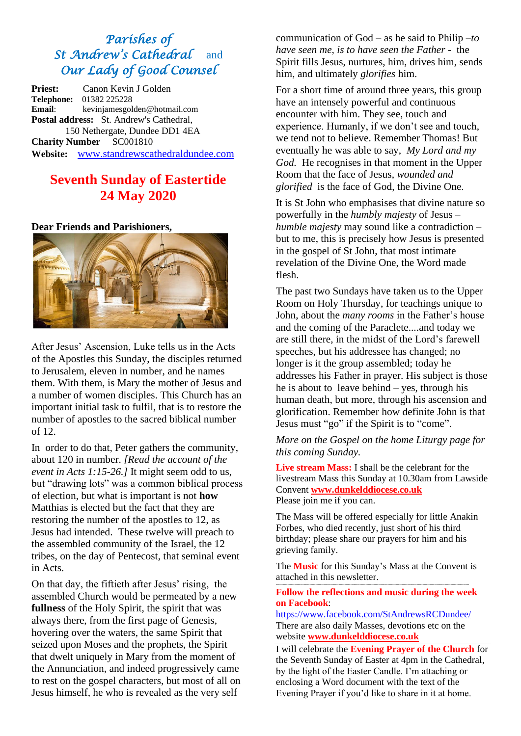# *Parishes of St Andrew's Cathedral* and *Our Lady of Good Counsel*

**Priest:** Canon Kevin J Golden
**Telephone:** 01382 225228
**Email:** kevinjamesgolden@hotmail.com
**Postal address:** St. Andrew's Cathedral, 150 Nethergate, Dundee DD1 4EA
**Charity Number** SC001810
**Website:** www.standrewscathedraldundee.com

## Seventh Sunday of Eastertide
## 24 May 2020

**Dear Friends and Parishioners,**

After Jesus' Ascension, Luke tells us in the Acts of the Apostles this Sunday, the disciples returned to Jerusalem, eleven in number, and he names them. With them, is Mary the mother of Jesus and a number of women disciples. This Church has an important initial task to fulfil, that is to restore the number of apostles to the sacred biblical number of 12.

In order to do that, Peter gathers the community, about 120 in number. *[Read the account of the event in Acts 1:15-26.]* It might seem odd to us, but "drawing lots" was a common biblical process of election, but what is important is not **how** Matthias is elected but the fact that they are restoring the number of the apostles to 12, as Jesus had intended. These twelve will preach to the assembled community of the Israel, the 12 tribes, on the day of Pentecost, that seminal event in Acts.

On that day, the fiftieth after Jesus' rising, the assembled Church would be permeated by a new **fullness** of the Holy Spirit, the spirit that was always there, from the first page of Genesis, hovering over the waters, the same Spirit that seized upon Moses and the prophets, the Spirit that dwelt uniquely in Mary from the moment of the Annunciation, and indeed progressively came to rest on the gospel characters, but most of all on Jesus himself, he who is revealed as the very self communication of God – as he said to Philip –*to have seen me, is to have seen the Father* - the Spirit fills Jesus, nurtures, him, drives him, sends him, and ultimately *glorifies* him.

For a short time of around three years, this group have an intensely powerful and continuous encounter with him. They see, touch and experience. Humanly, if we don't see and touch, we tend not to believe. Remember Thomas! But eventually he was able to say, *My Lord and my God.* He recognises in that moment in the Upper Room that the face of Jesus, *wounded and glorified* is the face of God, the Divine One.

It is St John who emphasises that divine nature so powerfully in the *humbly majesty* of Jesus – *humble majesty* may sound like a contradiction – but to me, this is precisely how Jesus is presented in the gospel of St John, that most intimate revelation of the Divine One, the Word made flesh.

The past two Sundays have taken us to the Upper Room on Holy Thursday, for teachings unique to John, about the *many rooms* in the Father's house and the coming of the Paraclete....and today we are still there, in the midst of the Lord's farewell speeches, but his addressee has changed; no longer is it the group assembled; today he addresses his Father in prayer. His subject is those he is about to leave behind – yes, through his human death, but more, through his ascension and glorification. Remember how definite John is that Jesus must "go" if the Spirit is to "come".

*More on the Gospel on the home Liturgy page for this coming Sunday.*

---

**Live stream Mass:** I shall be the celebrant for the livestream Mass this Sunday at 10.30am from Lawside Convent **www.dunkelddiocese.co.uk**
Please join me if you can.

The Mass will be offered especially for little Anakin Forbes, who died recently, just short of his third birthday; please share our prayers for him and his grieving family.

The **Music** for this Sunday's Mass at the Convent is attached in this newsletter.

---

**Follow the reflections and music during the week on Facebook**:
https://www.facebook.com/StAndrewsRCDundee/
There are also daily Masses, devotions etc on the website **www.dunkelddiocese.co.uk**

---

I will celebrate the **Evening Prayer of the Church** for the Seventh Sunday of Easter at 4pm in the Cathedral, by the light of the Easter Candle. I'm attaching or enclosing a Word document with the text of the Evening Prayer if you'd like to share in it at home.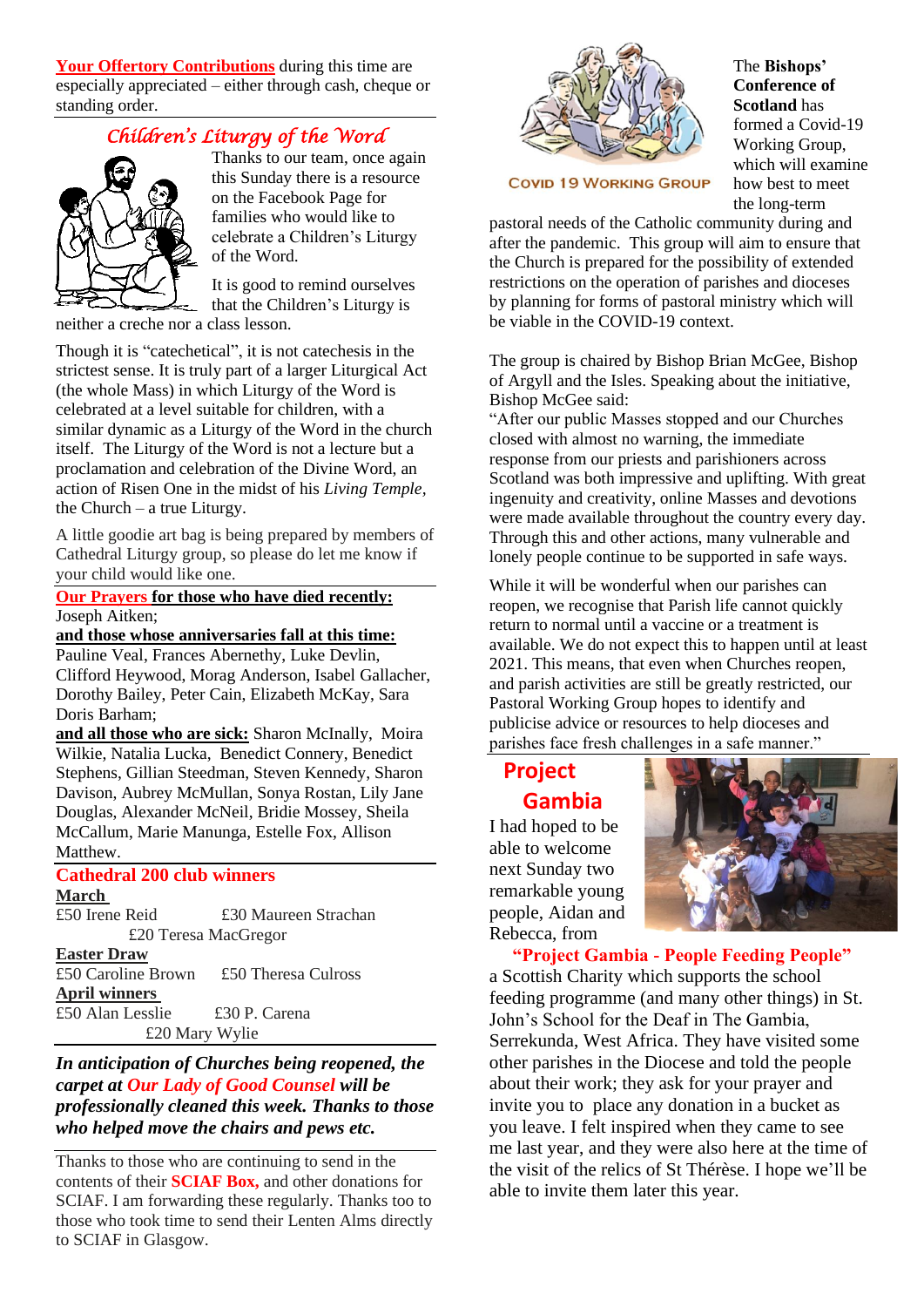**Your Offertory Contributions** during this time are especially appreciated – either through cash, cheque or standing order.

## *Children's Liturgy of the Word*

Thanks to our team, once again this Sunday there is a resource on the Facebook Page for families who would like to celebrate a Children's Liturgy of the Word.

It is good to remind ourselves that the Children's Liturgy is neither a creche nor a class lesson.

Though it is "catechetical", it is not catechesis in the strictest sense. It is truly part of a larger Liturgical Act (the whole Mass) in which Liturgy of the Word is celebrated at a level suitable for children, with a similar dynamic as a Liturgy of the Word in the church itself. The Liturgy of the Word is not a lecture but a proclamation and celebration of the Divine Word, an action of Risen One in the midst of his *Living Temple*, the Church – a true Liturgy.

A little goodie art bag is being prepared by members of Cathedral Liturgy group, so please do let me know if your child would like one.

**Our Prayers for those who have died recently:** Joseph Aitken;

**and those whose anniversaries fall at this time:** Pauline Veal, Frances Abernethy, Luke Devlin, Clifford Heywood, Morag Anderson, Isabel Gallacher, Dorothy Bailey, Peter Cain, Elizabeth McKay, Sara Doris Barham;

**and all those who are sick:** Sharon McInally, Moira Wilkie, Natalia Lucka, Benedict Connery, Benedict Stephens, Gillian Steedman, Steven Kennedy, Sharon Davison, Aubrey McMullan, Sonya Rostan, Lily Jane Douglas, Alexander McNeil, Bridie Mossey, Sheila McCallum, Marie Manunga, Estelle Fox, Allison Matthew.

## Cathedral 200 club winners

**March**
£50 Irene Reid £30 Maureen Strachan
£20 Teresa MacGregor

**Easter Draw**
£50 Caroline Brown £50 Theresa Culross

**April winners**
£50 Alan Lesslie £30 P. Carena
£20 Mary Wylie

***In anticipation of Churches being reopened, the carpet at Our Lady of Good Counsel will be professionally cleaned this week. Thanks to those who helped move the chairs and pews etc.***

Thanks to those who are continuing to send in the contents of their **SCIAF Box,** and other donations for SCIAF. I am forwarding these regularly. Thanks too to those who took time to send their Lenten Alms directly to SCIAF in Glasgow.

COVID 19 WORKING GROUP

The **Bishops' Conference of Scotland** has formed a Covid-19 Working Group, which will examine how best to meet the long-term pastoral needs of the Catholic community during and after the pandemic. This group will aim to ensure that the Church is prepared for the possibility of extended restrictions on the operation of parishes and dioceses by planning for forms of pastoral ministry which will be viable in the COVID-19 context.

The group is chaired by Bishop Brian McGee, Bishop of Argyll and the Isles. Speaking about the initiative, Bishop McGee said:

"After our public Masses stopped and our Churches closed with almost no warning, the immediate response from our priests and parishioners across Scotland was both impressive and uplifting. With great ingenuity and creativity, online Masses and devotions were made available throughout the country every day. Through this and other actions, many vulnerable and lonely people continue to be supported in safe ways.

While it will be wonderful when our parishes can reopen, we recognise that Parish life cannot quickly return to normal until a vaccine or a treatment is available. We do not expect this to happen until at least 2021. This means, that even when Churches reopen, and parish activities are still be greatly restricted, our Pastoral Working Group hopes to identify and publicise advice or resources to help dioceses and parishes face fresh challenges in a safe manner."

## Project Gambia

I had hoped to be able to welcome next Sunday two remarkable young people, Aidan and Rebecca, from **"Project Gambia - People Feeding People"** a Scottish Charity which supports the school feeding programme (and many other things) in St. John's School for the Deaf in The Gambia, Serrekunda, West Africa. They have visited some other parishes in the Diocese and told the people about their work; they ask for your prayer and invite you to place any donation in a bucket as you leave. I felt inspired when they came to see me last year, and they were also here at the time of the visit of the relics of St Thérèse. I hope we'll be able to invite them later this year.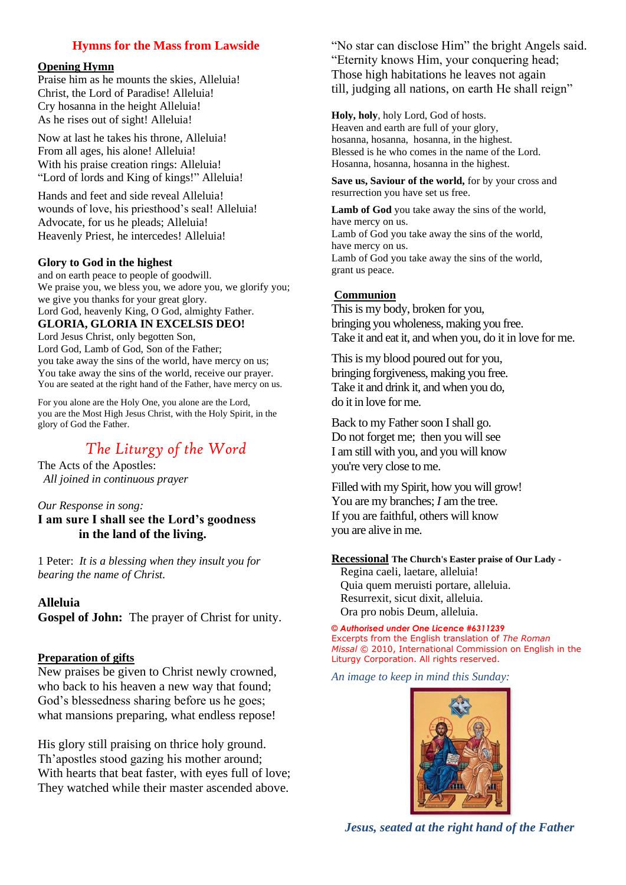## Hymns for the Mass from Lawside

**Opening Hymn**

Praise him as he mounts the skies, Alleluia!
Christ, the Lord of Paradise! Alleluia!
Cry hosanna in the height Alleluia!
As he rises out of sight! Alleluia!

Now at last he takes his throne, Alleluia!
From all ages, his alone! Alleluia!
With his praise creation rings: Alleluia!
"Lord of lords and King of kings!" Alleluia!

Hands and feet and side reveal Alleluia!
wounds of love, his priesthood's seal! Alleluia!
Advocate, for us he pleads; Alleluia!
Heavenly Priest, he intercedes! Alleluia!

**Glory to God in the highest**
and on earth peace to people of goodwill.
We praise you, we bless you, we adore you, we glorify you;
we give you thanks for your great glory.
Lord God, heavenly King, O God, almighty Father.
**GLORIA, GLORIA IN EXCELSIS DEO!**
Lord Jesus Christ, only begotten Son,
Lord God, Lamb of God, Son of the Father;
you take away the sins of the world, have mercy on us;
You take away the sins of the world, receive our prayer.
You are seated at the right hand of the Father, have mercy on us.

For you alone are the Holy One, you alone are the Lord,
you are the Most High Jesus Christ, with the Holy Spirit, in the glory of God the Father.

## *The Liturgy of the Word*

The Acts of the Apostles:
*All joined in continuous prayer*

*Our Response in song:*
**I am sure I shall see the Lord's goodness in the land of the living.**

1 Peter: *It is a blessing when they insult you for bearing the name of Christ.*

**Alleluia**
**Gospel of John:** The prayer of Christ for unity.

**Preparation of gifts**

New praises be given to Christ newly crowned,
who back to his heaven a new way that found;
God's blessedness sharing before us he goes;
what mansions preparing, what endless repose!

His glory still praising on thrice holy ground.
Th'apostles stood gazing his mother around;
With hearts that beat faster, with eyes full of love;
They watched while their master ascended above.

"No star can disclose Him" the bright Angels said.
"Eternity knows Him, your conquering head;
Those high habitations he leaves not again
till, judging all nations, on earth He shall reign"

**Holy, holy**, holy Lord, God of hosts.
Heaven and earth are full of your glory,
hosanna, hosanna, hosanna, in the highest.
Blessed is he who comes in the name of the Lord.
Hosanna, hosanna, hosanna in the highest.

**Save us, Saviour of the world,** for by your cross and resurrection you have set us free.

**Lamb of God** you take away the sins of the world,
have mercy on us.
Lamb of God you take away the sins of the world,
have mercy on us.
Lamb of God you take away the sins of the world,
grant us peace.

**Communion**

This is my body, broken for you,
bringing you wholeness, making you free.
Take it and eat it, and when you, do it in love for me.

This is my blood poured out for you,
bringing forgiveness, making you free.
Take it and drink it, and when you do,
do it in love for me.

Back to my Father soon I shall go.
Do not forget me; then you will see
I am still with you, and you will know
you're very close to me.

Filled with my Spirit, how you will grow!
You are my branches; *I* am the tree.
If you are faithful, others will know
you are alive in me.

**Recessional** **The Church's Easter praise of Our Lady -**

Regina caeli, laetare, alleluia!
Quia quem meruisti portare, alleluia.
Resurrexit, sicut dixit, alleluia.
Ora pro nobis Deum, alleluia.

*© Authorised under One Licence #6311239*
Excerpts from the English translation of *The Roman Missal* © 2010, International Commission on English in the Liturgy Corporation. All rights reserved.

*An image to keep in mind this Sunday:*

***Jesus, seated at the right hand of the Father***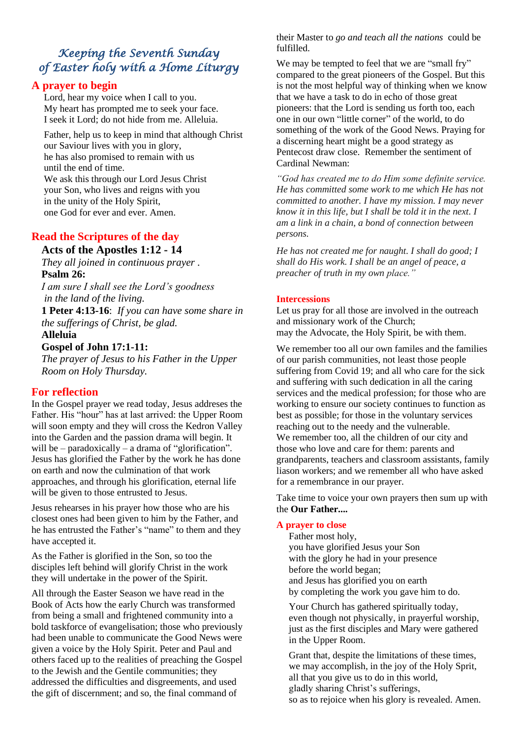# *Keeping the Seventh Sunday of Easter holy with a Home Liturgy*

## A prayer to begin

Lord, hear my voice when I call to you.
My heart has prompted me to seek your face.
I seek it Lord; do not hide from me. Alleluia.

Father, help us to keep in mind that although Christ our Saviour lives with you in glory,
he has also promised to remain with us
until the end of time.
We ask this through our Lord Jesus Christ
your Son, who lives and reigns with you
in the unity of the Holy Spirit,
one God for ever and ever. Amen.

## Read the Scriptures of the day

**Acts of the Apostles 1:12 - 14**
*They all joined in continuous prayer .*

**Psalm 26:**
*I am sure I shall see the Lord's goodness
in the land of the living.*

**1 Peter 4:13-16**: *If you can have some share in the sufferings of Christ, be glad.*

**Alleluia**

**Gospel of John 17:1-11:**
*The prayer of Jesus to his Father in the Upper Room on Holy Thursday.*

## For reflection

In the Gospel prayer we read today, Jesus addreses the Father. His "hour" has at last arrived: the Upper Room will soon empty and they will cross the Kedron Valley into the Garden and the passion drama will begin. It will be – paradoxically – a drama of "glorification". Jesus has glorified the Father by the work he has done on earth and now the culmination of that work approaches, and through his glorification, eternal life will be given to those entrusted to Jesus.

Jesus rehearses in his prayer how those who are his closest ones had been given to him by the Father, and he has entrusted the Father's "name" to them and they have accepted it.

As the Father is glorified in the Son, so too the disciples left behind will glorify Christ in the work they will undertake in the power of the Spirit.

All through the Easter Season we have read in the Book of Acts how the early Church was transformed from being a small and frightened community into a bold taskforce of evangelisation; those who previously had been unable to communicate the Good News were given a voice by the Holy Spirit. Peter and Paul and others faced up to the realities of preaching the Gospel to the Jewish and the Gentile communities; they addressed the difficulties and disgreements, and used the gift of discernment; and so, the final command of their Master to *go and teach all the nations* could be fulfilled.

We may be tempted to feel that we are "small fry" compared to the great pioneers of the Gospel. But this is not the most helpful way of thinking when we know that we have a task to do in echo of those great pioneers: that the Lord is sending us forth too, each one in our own "little corner" of the world, to do something of the work of the Good News. Praying for a discerning heart might be a good strategy as Pentecost draw close. Remember the sentiment of Cardinal Newman:

*"God has created me to do Him some definite service. He has committed some work to me which He has not committed to another. I have my mission. I may never know it in this life, but I shall be told it in the next. I am a link in a chain, a bond of connection between persons.*

*He has not created me for naught. I shall do good; I shall do His work. I shall be an angel of peace, a preacher of truth in my own place."*

### Intercessions

Let us pray for all those are involved in the outreach and missionary work of the Church;
may the Advocate, the Holy Spirit, be with them.

We remember too all our own familes and the families of our parish communities, not least those people suffering from Covid 19; and all who care for the sick and suffering with such dedication in all the caring services and the medical profession; for those who are working to ensure our society continues to function as best as possible; for those in the voluntary services reaching out to the needy and the vulnerable.
We remember too, all the children of our city and those who love and care for them: parents and grandparents, teachers and classroom assistants, family liason workers; and we remember all who have asked for a remembrance in our prayer.

Take time to voice your own prayers then sum up with the **Our Father....**

### A prayer to close

Father most holy,
you have glorified Jesus your Son
with the glory he had in your presence
before the world began;
and Jesus has glorified you on earth
by completing the work you gave him to do.

Your Church has gathered spiritually today,
even though not physically, in prayerful worship,
just as the first disciples and Mary were gathered
in the Upper Room.

Grant that, despite the limitations of these times,
we may accomplish, in the joy of the Holy Sprit,
all that you give us to do in this world,
gladly sharing Christ's sufferings,
so as to rejoice when his glory is revealed. Amen.